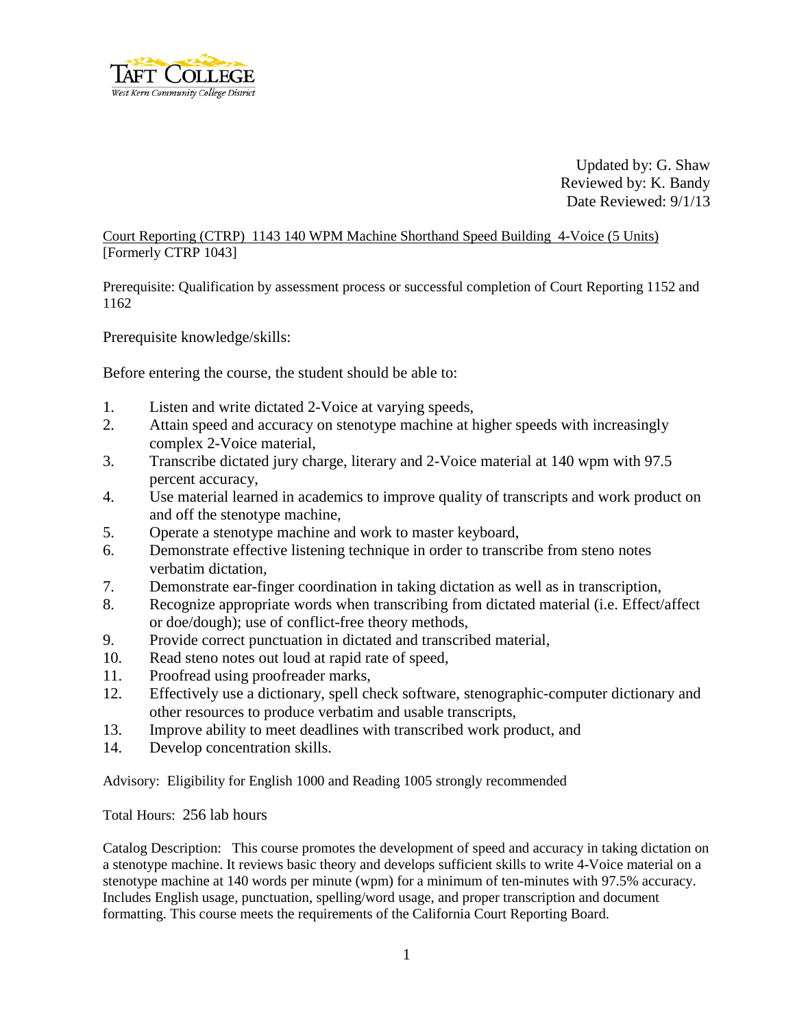Taft College
West Kern Community College District

Updated by: G. Shaw
Reviewed by: K. Bandy
Date Reviewed: 9/1/13

Court Reporting (CTRP) 1143 140 WPM Machine Shorthand Speed Building 4-Voice (5 Units)
[Formerly CTRP 1043]

Prerequisite: Qualification by assessment process or successful completion of Court Reporting 1152 and 1162

Prerequisite knowledge/skills:

Before entering the course, the student should be able to:

1. Listen and write dictated 2-Voice at varying speeds,
2. Attain speed and accuracy on stenotype machine at higher speeds with increasingly complex 2-Voice material,
3. Transcribe dictated jury charge, literary and 2-Voice material at 140 wpm with 97.5 percent accuracy,
4. Use material learned in academics to improve quality of transcripts and work product on and off the stenotype machine,
5. Operate a stenotype machine and work to master keyboard,
6. Demonstrate effective listening technique in order to transcribe from steno notes verbatim dictation,
7. Demonstrate ear-finger coordination in taking dictation as well as in transcription,
8. Recognize appropriate words when transcribing from dictated material (i.e. Effect/affect or doe/dough); use of conflict-free theory methods,
9. Provide correct punctuation in dictated and transcribed material,
10. Read steno notes out loud at rapid rate of speed,
11. Proofread using proofreader marks,
12. Effectively use a dictionary, spell check software, stenographic-computer dictionary and other resources to produce verbatim and usable transcripts,
13. Improve ability to meet deadlines with transcribed work product, and
14. Develop concentration skills.

Advisory: Eligibility for English 1000 and Reading 1005 strongly recommended

Total Hours: 256 lab hours

Catalog Description: This course promotes the development of speed and accuracy in taking dictation on a stenotype machine. It reviews basic theory and develops sufficient skills to write 4-Voice material on a stenotype machine at 140 words per minute (wpm) for a minimum of ten-minutes with 97.5% accuracy. Includes English usage, punctuation, spelling/word usage, and proper transcription and document formatting. This course meets the requirements of the California Court Reporting Board.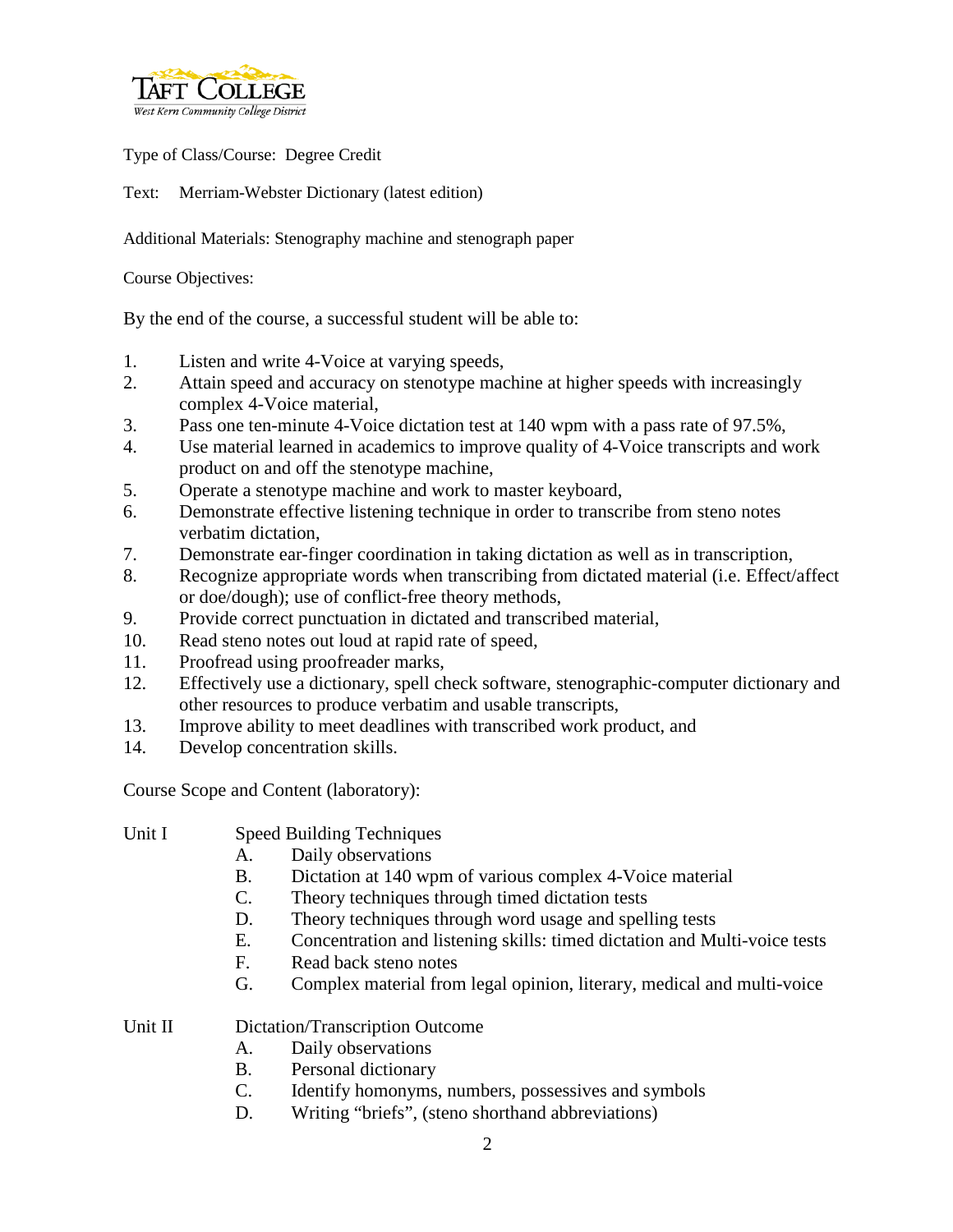Type of Class/Course: Degree Credit

Text: Merriam-Webster Dictionary (latest edition)

Additional Materials: Stenography machine and stenograph paper

Course Objectives:

By the end of the course, a successful student will be able to:

1. Listen and write 4-Voice at varying speeds,
2. Attain speed and accuracy on stenotype machine at higher speeds with increasingly complex 4-Voice material,
3. Pass one ten-minute 4-Voice dictation test at 140 wpm with a pass rate of 97.5%,
4. Use material learned in academics to improve quality of 4-Voice transcripts and work product on and off the stenotype machine,
5. Operate a stenotype machine and work to master keyboard,
6. Demonstrate effective listening technique in order to transcribe from steno notes verbatim dictation,
7. Demonstrate ear-finger coordination in taking dictation as well as in transcription,
8. Recognize appropriate words when transcribing from dictated material (i.e. Effect/affect or doe/dough); use of conflict-free theory methods,
9. Provide correct punctuation in dictated and transcribed material,
10. Read steno notes out loud at rapid rate of speed,
11. Proofread using proofreader marks,
12. Effectively use a dictionary, spell check software, stenographic-computer dictionary and other resources to produce verbatim and usable transcripts,
13. Improve ability to meet deadlines with transcribed work product, and
14. Develop concentration skills.

Course Scope and Content (laboratory):

Unit I Speed Building Techniques

- A. Daily observations
- B. Dictation at 140 wpm of various complex 4-Voice material
- C. Theory techniques through timed dictation tests
- D. Theory techniques through word usage and spelling tests
- E. Concentration and listening skills: timed dictation and Multi-voice tests
- F. Read back steno notes
- G. Complex material from legal opinion, literary, medical and multi-voice

Unit II Dictation/Transcription Outcome

- A. Daily observations
- B. Personal dictionary
- C. Identify homonyms, numbers, possessives and symbols
- D. Writing "briefs", (steno shorthand abbreviations)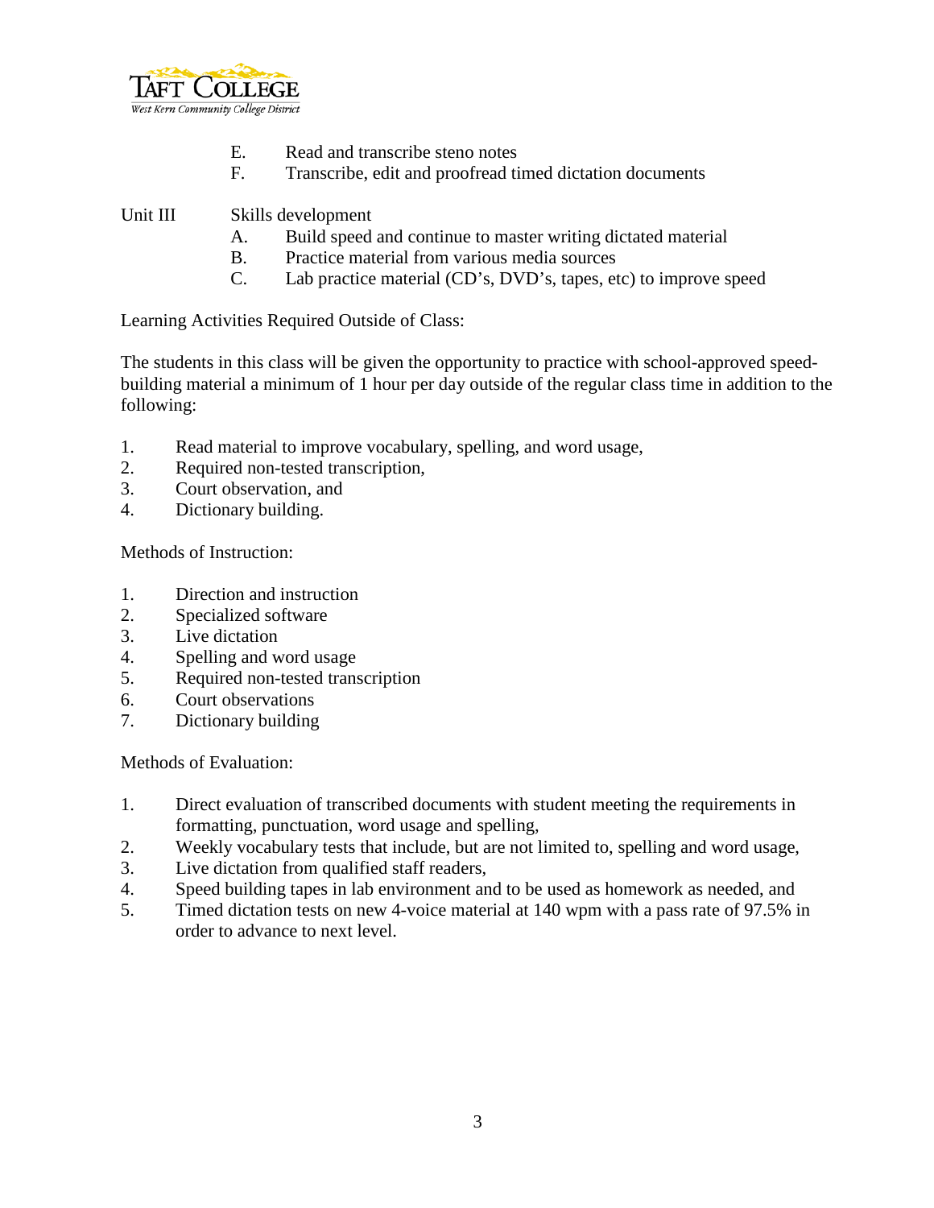E. Read and transcribe steno notes
F. Transcribe, edit and proofread timed dictation documents

Unit III Skills development

A. Build speed and continue to master writing dictated material
B. Practice material from various media sources
C. Lab practice material (CD's, DVD's, tapes, etc) to improve speed

Learning Activities Required Outside of Class:

The students in this class will be given the opportunity to practice with school-approved speed-building material a minimum of 1 hour per day outside of the regular class time in addition to the following:

1. Read material to improve vocabulary, spelling, and word usage,
2. Required non-tested transcription,
3. Court observation, and
4. Dictionary building.

Methods of Instruction:

1. Direction and instruction
2. Specialized software
3. Live dictation
4. Spelling and word usage
5. Required non-tested transcription
6. Court observations
7. Dictionary building

Methods of Evaluation:

1. Direct evaluation of transcribed documents with student meeting the requirements in formatting, punctuation, word usage and spelling,
2. Weekly vocabulary tests that include, but are not limited to, spelling and word usage,
3. Live dictation from qualified staff readers,
4. Speed building tapes in lab environment and to be used as homework as needed, and
5. Timed dictation tests on new 4-voice material at 140 wpm with a pass rate of 97.5% in order to advance to next level.